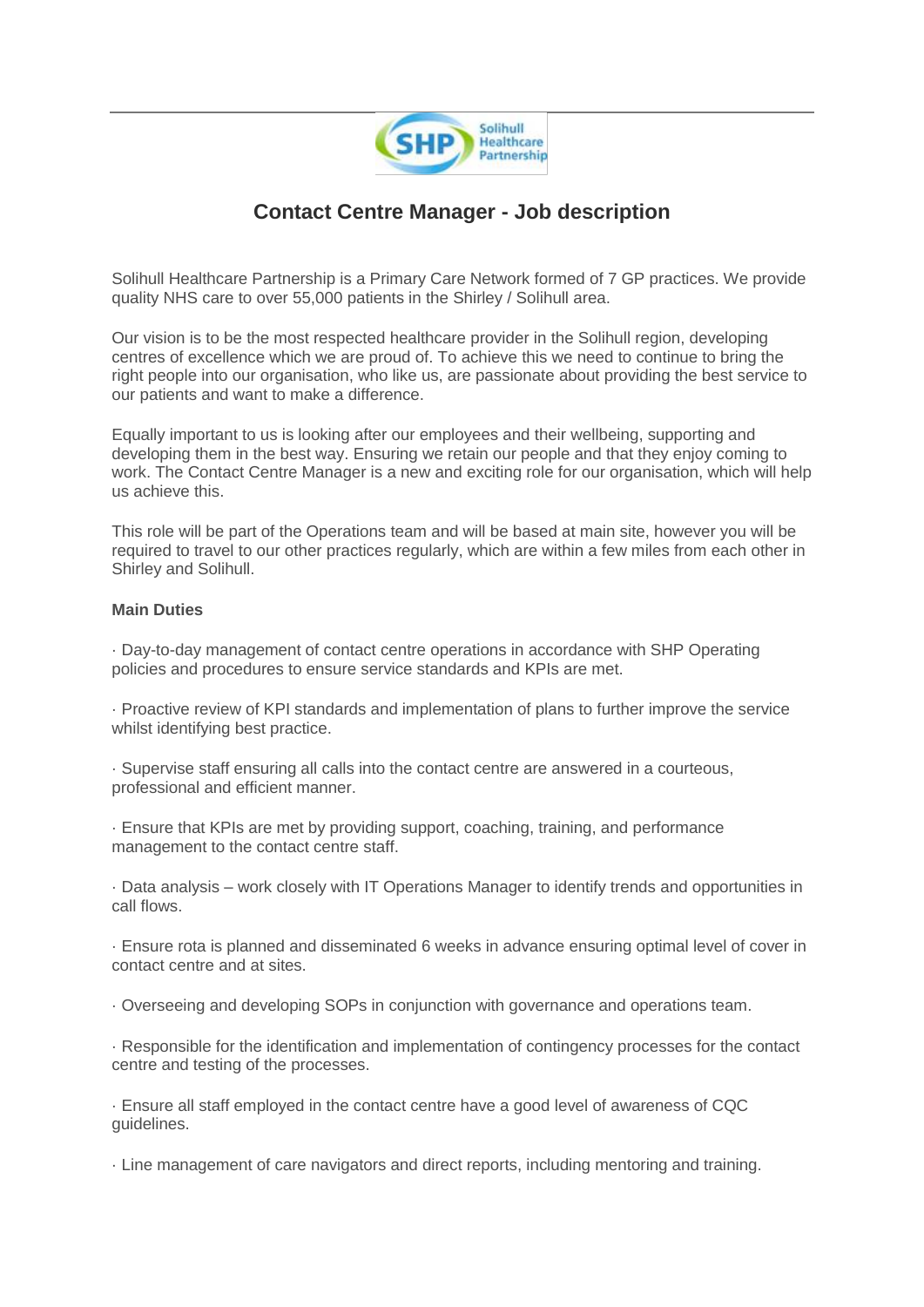# Contact Centre Manager - Job description

Solihull Healthcare Partnership is a Primary Care Network formed of 7 GP practices. We provide quality NHS care to over 55,000 patients in the Shirley / Solihull area.

Our vision is to be the most respected healthcare provider in the Solihull region, developing centres of excellence which we are proud of. To achieve this we need to continue to bring the right people into our organisation, who like us, are passionate about providing the best service to our patients and want to make a difference.

Equally important to us is looking after our employees and their wellbeing, supporting and developing them in the best way. Ensuring we retain our people and that they enjoy coming to work. The Contact Centre Manager is a new and exciting role for our organisation, which will help us achieve this.

This role will be part of the Operations team and will be based at main site, however you will be required to travel to our other practices regularly, which are within a few miles from each other in Shirley and Solihull.

**Main Duties**

- Day-to-day management of contact centre operations in accordance with SHP Operating policies and procedures to ensure service standards and KPIs are met.
- Proactive review of KPI standards and implementation of plans to further improve the service whilst identifying best practice.
- Supervise staff ensuring all calls into the contact centre are answered in a courteous, professional and efficient manner.
- Ensure that KPIs are met by providing support, coaching, training, and performance management to the contact centre staff.
- Data analysis – work closely with IT Operations Manager to identify trends and opportunities in call flows.
- Ensure rota is planned and disseminated 6 weeks in advance ensuring optimal level of cover in contact centre and at sites.
- Overseeing and developing SOPs in conjunction with governance and operations team.
- Responsible for the identification and implementation of contingency processes for the contact centre and testing of the processes.
- Ensure all staff employed in the contact centre have a good level of awareness of CQC guidelines.
- Line management of care navigators and direct reports, including mentoring and training.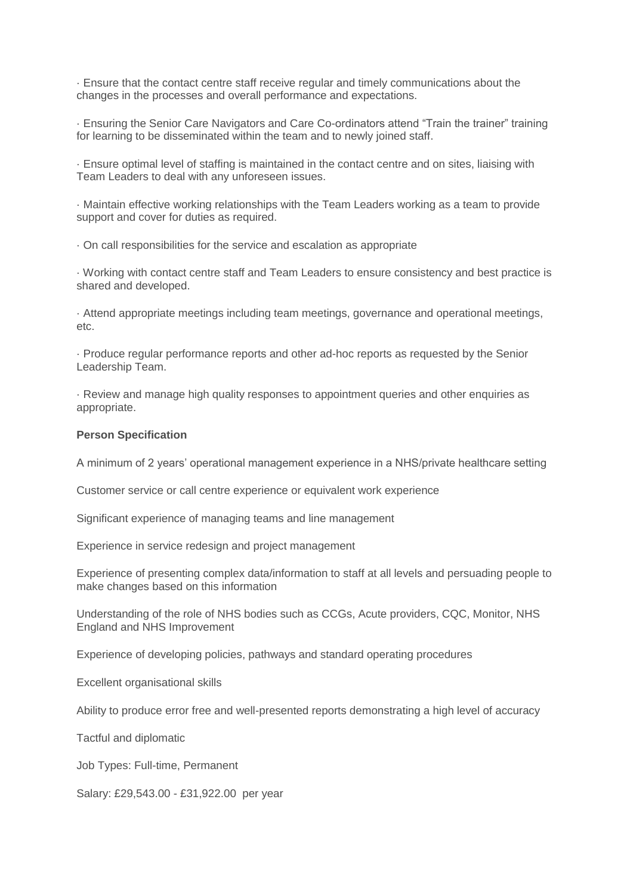· Ensure that the contact centre staff receive regular and timely communications about the changes in the processes and overall performance and expectations.

· Ensuring the Senior Care Navigators and Care Co-ordinators attend "Train the trainer" training for learning to be disseminated within the team and to newly joined staff.

· Ensure optimal level of staffing is maintained in the contact centre and on sites, liaising with Team Leaders to deal with any unforeseen issues.

· Maintain effective working relationships with the Team Leaders working as a team to provide support and cover for duties as required.

· On call responsibilities for the service and escalation as appropriate

· Working with contact centre staff and Team Leaders to ensure consistency and best practice is shared and developed.

· Attend appropriate meetings including team meetings, governance and operational meetings, etc.

· Produce regular performance reports and other ad-hoc reports as requested by the Senior Leadership Team.

· Review and manage high quality responses to appointment queries and other enquiries as appropriate.

**Person Specification**

A minimum of 2 years' operational management experience in a NHS/private healthcare setting

Customer service or call centre experience or equivalent work experience

Significant experience of managing teams and line management

Experience in service redesign and project management

Experience of presenting complex data/information to staff at all levels and persuading people to make changes based on this information

Understanding of the role of NHS bodies such as CCGs, Acute providers, CQC, Monitor, NHS England and NHS Improvement

Experience of developing policies, pathways and standard operating procedures

Excellent organisational skills

Ability to produce error free and well-presented reports demonstrating a high level of accuracy

Tactful and diplomatic

Job Types: Full-time, Permanent

Salary: £29,543.00 - £31,922.00 per year